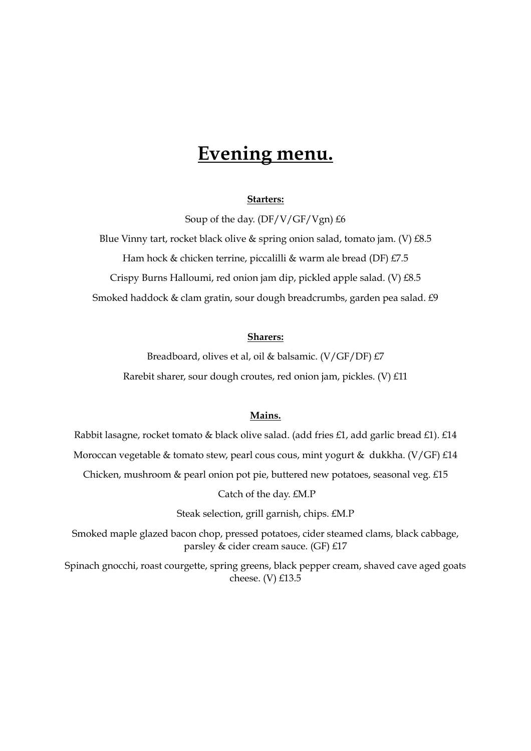# Evening menu.

**Starters:**

Soup of the day. (DF/V/GF/Vgn) £6

Blue Vinny tart, rocket black olive & spring onion salad, tomato jam. (V) £8.5

Ham hock & chicken terrine, piccalilli & warm ale bread (DF) £7.5

Crispy Burns Halloumi, red onion jam dip, pickled apple salad. (V) £8.5

Smoked haddock & clam gratin, sour dough breadcrumbs, garden pea salad. £9

**Sharers:**

Breadboard, olives et al, oil & balsamic. (V/GF/DF) £7

Rarebit sharer, sour dough croutes, red onion jam, pickles. (V) £11

**Mains.**

Rabbit lasagne, rocket tomato & black olive salad. (add fries £1, add garlic bread £1). £14

Moroccan vegetable & tomato stew, pearl cous cous, mint yogurt & dukkha. (V/GF) £14

Chicken, mushroom & pearl onion pot pie, buttered new potatoes, seasonal veg. £15

Catch of the day. £M.P

Steak selection, grill garnish, chips. £M.P

Smoked maple glazed bacon chop, pressed potatoes, cider steamed clams, black cabbage, parsley & cider cream sauce. (GF) £17

Spinach gnocchi, roast courgette, spring greens, black pepper cream, shaved cave aged goats cheese. (V) £13.5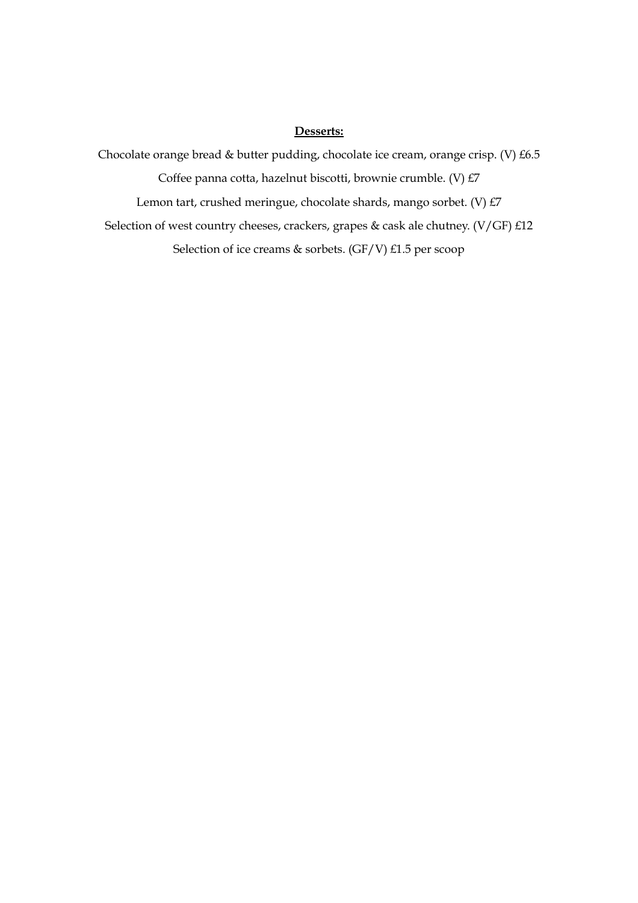**<u>Desserts:</u>**

Chocolate orange bread & butter pudding, chocolate ice cream, orange crisp. (V) £6.5

Coffee panna cotta, hazelnut biscotti, brownie crumble. (V) £7

Lemon tart, crushed meringue, chocolate shards, mango sorbet. (V) £7

Selection of west country cheeses, crackers, grapes & cask ale chutney. (V/GF) £12

Selection of ice creams & sorbets. (GF/V) £1.5 per scoop